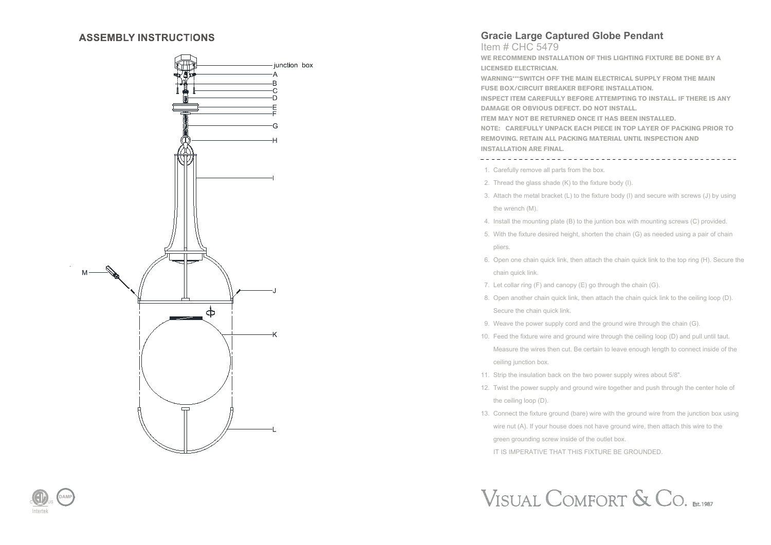## ASSEMBLY INSTRUCTIONS

junction box

A

B

C

D

E

F

G

H

I

M

J

K

L

# Gracie Large Captured Globe Pendant

Item # CHC 5479

**WE RECOMMEND INSTALLATION OF THIS LIGHTING FIXTURE BE DONE BY A LICENSED ELECTRICIAN.**

**WARNING*\*\*SWITCH OFF THE MAIN ELECTRICAL SUPPLY FROM THE MAIN FUSE BOX/CIRCUIT BREAKER BEFORE INSTALLATION.**

**INSPECT ITEM CAREFULLY BEFORE ATTEMPTING TO INSTALL. IF THERE IS ANY DAMAGE OR OBVIOUS DEFECT. DO NOT INSTALL.**

**ITEM MAY NOT BE RETURNED ONCE IT HAS BEEN INSTALLED.**

**NOTE: CAREFULLY UNPACK EACH PIECE IN TOP LAYER OF PACKING PRIOR TO REMOVING. RETAIN ALL PACKING MATERIAL UNTIL INSPECTION AND INSTALLATION ARE FINAL.**

---

1. Carefully remove all parts from the box.
2. Thread the glass shade (K) to the fixture body (I).
3. Attach the metal bracket (L) to the fixture body (I) and secure with screws (J) by using the wrench (M).
4. Install the mounting plate (B) to the juntion box with mounting screws (C) provided.
5. With the fixture desired height, shorten the chain (G) as needed using a pair of chain pliers.
6. Open one chain quick link, then attach the chain quick link to the top ring (H). Secure the chain quick link.
7. Let collar ring (F) and canopy (E) go through the chain (G).
8. Open another chain quick link, then attach the chain quick link to the ceiling loop (D). Secure the chain quick link.
9. Weave the power supply cord and the ground wire through the chain (G).
10. Feed the fixture wire and ground wire through the ceiling loop (D) and pull until taut. Measure the wires then cut. Be certain to leave enough length to connect inside of the ceiling junction box.
11. Strip the insulation back on the two power supply wires about 5/8".
12. Twist the power supply and ground wire together and push through the center hole of the ceiling loop (D).
13. Connect the fixture ground (bare) wire with the ground wire from the junction box using wire nut (A). If your house does not have ground wire, then attach this wire to the green grounding screw inside of the outlet box.

    IT IS IMPERATIVE THAT THIS FIXTURE BE GROUNDED.

Intertek DAMP

VISUAL COMFORT & CO. Est. 1987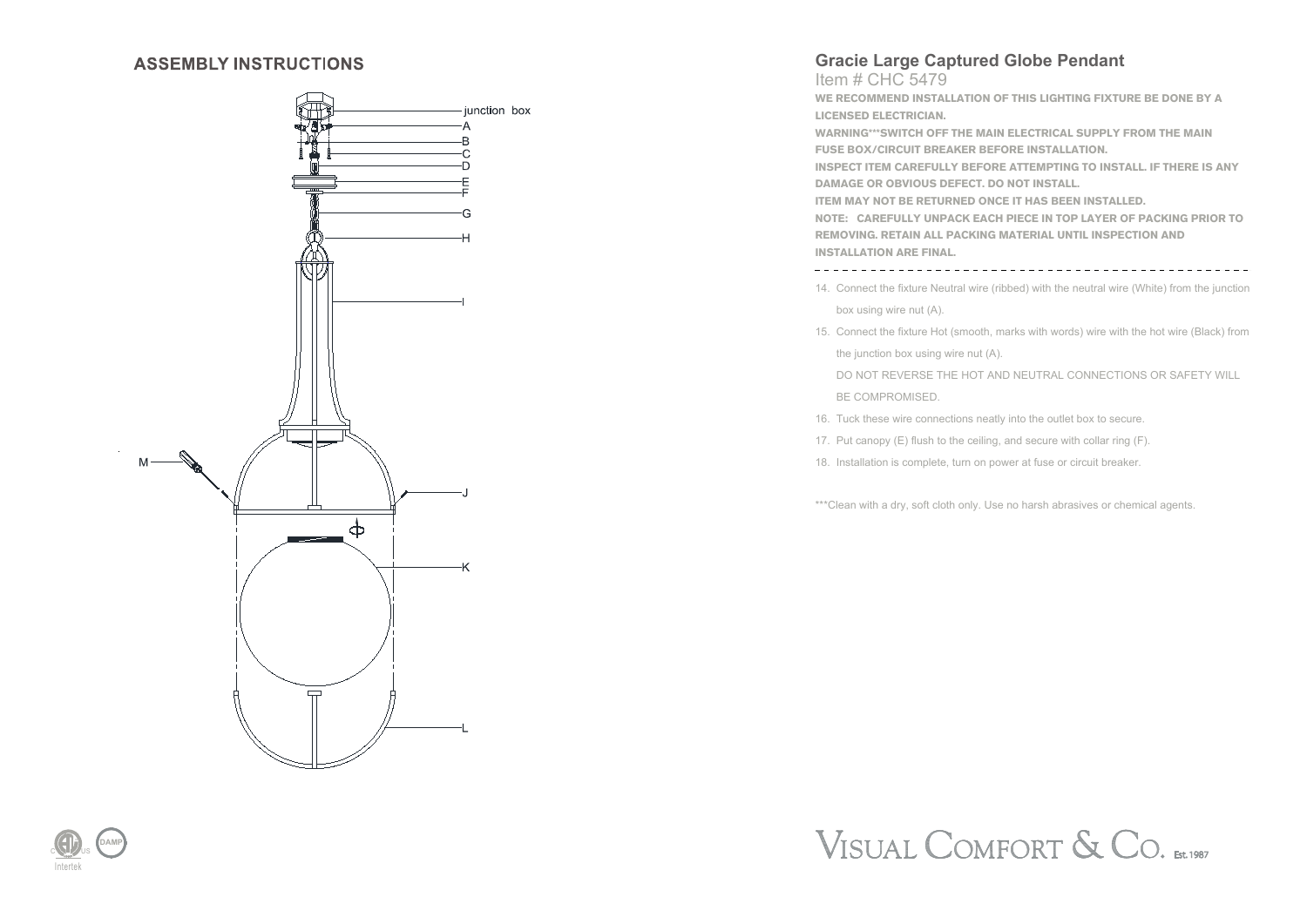## ASSEMBLY INSTRUCTIONS

junction box

A

B

C

D

E

F

G

H

I

M

J

K

L

# Gracie Large Captured Globe Pendant

Item # CHC 5479

**WE RECOMMEND INSTALLATION OF THIS LIGHTING FIXTURE BE DONE BY A LICENSED ELECTRICIAN.**

**WARNING***SWITCH OFF THE MAIN ELECTRICAL SUPPLY FROM THE MAIN FUSE BOX/CIRCUIT BREAKER BEFORE INSTALLATION.**

**INSPECT ITEM CAREFULLY BEFORE ATTEMPTING TO INSTALL. IF THERE IS ANY DAMAGE OR OBVIOUS DEFECT. DO NOT INSTALL.**

**ITEM MAY NOT BE RETURNED ONCE IT HAS BEEN INSTALLED.**

**NOTE: CAREFULLY UNPACK EACH PIECE IN TOP LAYER OF PACKING PRIOR TO REMOVING. RETAIN ALL PACKING MATERIAL UNTIL INSPECTION AND INSTALLATION ARE FINAL.**

---

14. Connect the fixture Neutral wire (ribbed) with the neutral wire (White) from the junction box using wire nut (A).
15. Connect the fixture Hot (smooth, marks with words) wire with the hot wire (Black) from the junction box using wire nut (A).

    DO NOT REVERSE THE HOT AND NEUTRAL CONNECTIONS OR SAFETY WILL BE COMPROMISED.
16. Tuck these wire connections neatly into the outlet box to secure.
17. Put canopy (E) flush to the ceiling, and secure with collar ring (F).
18. Installation is complete, turn on power at fuse or circuit breaker.

***Clean with a dry, soft cloth only. Use no harsh abrasives or chemical agents.

DAMP

Intertek

VISUAL COMFORT & CO. Est. 1987